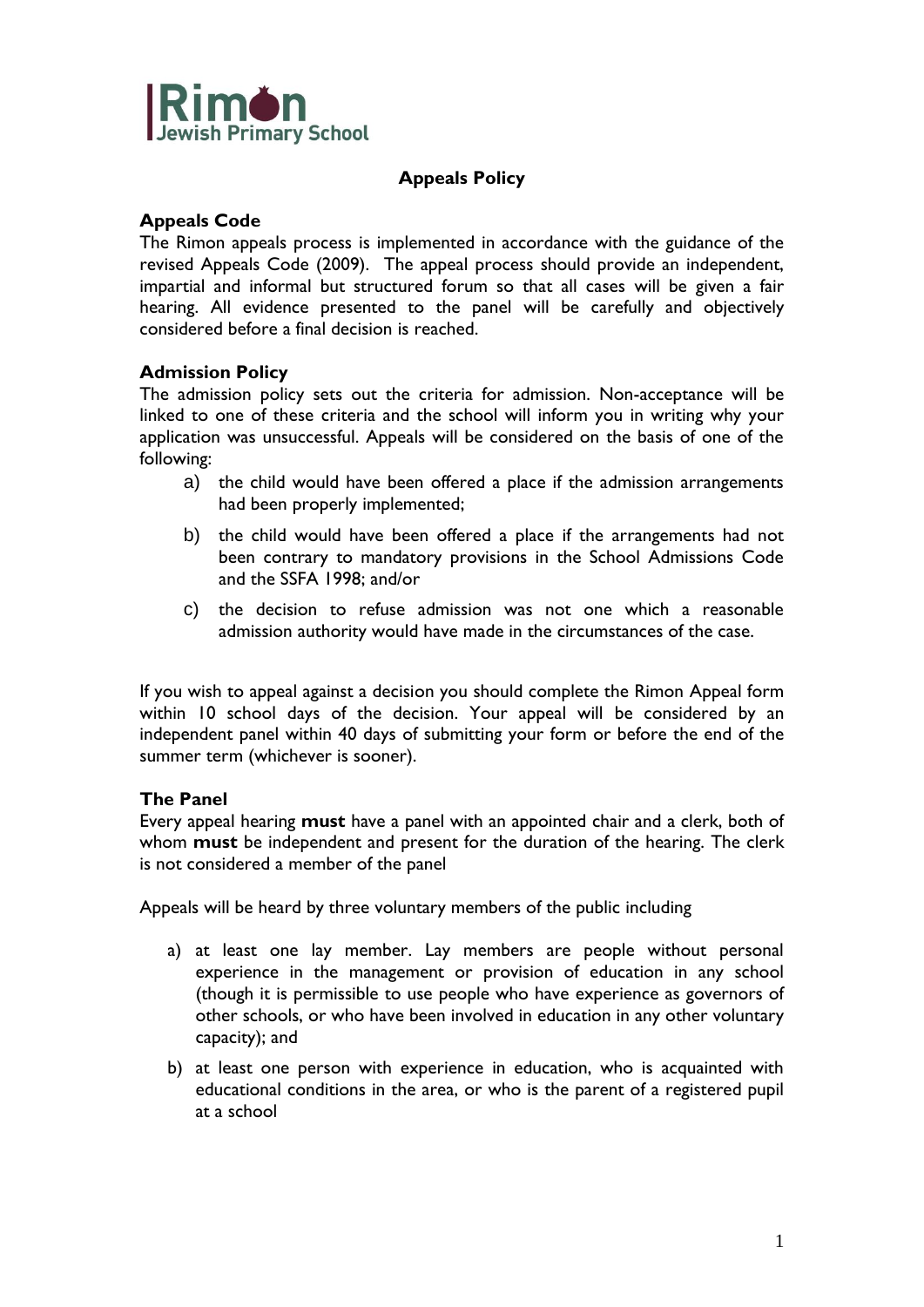Rimon
Jewish Primary School

# Appeals Policy

## Appeals Code

The Rimon appeals process is implemented in accordance with the guidance of the revised Appeals Code (2009). The appeal process should provide an independent, impartial and informal but structured forum so that all cases will be given a fair hearing. All evidence presented to the panel will be carefully and objectively considered before a final decision is reached.

## Admission Policy

The admission policy sets out the criteria for admission. Non-acceptance will be linked to one of these criteria and the school will inform you in writing why your application was unsuccessful. Appeals will be considered on the basis of one of the following:

a) the child would have been offered a place if the admission arrangements had been properly implemented;

b) the child would have been offered a place if the arrangements had not been contrary to mandatory provisions in the School Admissions Code and the SSFA 1998; and/or

c) the decision to refuse admission was not one which a reasonable admission authority would have made in the circumstances of the case.

If you wish to appeal against a decision you should complete the Rimon Appeal form within 10 school days of the decision. Your appeal will be considered by an independent panel within 40 days of submitting your form or before the end of the summer term (whichever is sooner).

## The Panel

Every appeal hearing **must** have a panel with an appointed chair and a clerk, both of whom **must** be independent and present for the duration of the hearing. The clerk is not considered a member of the panel

Appeals will be heard by three voluntary members of the public including

a) at least one lay member. Lay members are people without personal experience in the management or provision of education in any school (though it is permissible to use people who have experience as governors of other schools, or who have been involved in education in any other voluntary capacity); and

b) at least one person with experience in education, who is acquainted with educational conditions in the area, or who is the parent of a registered pupil at a school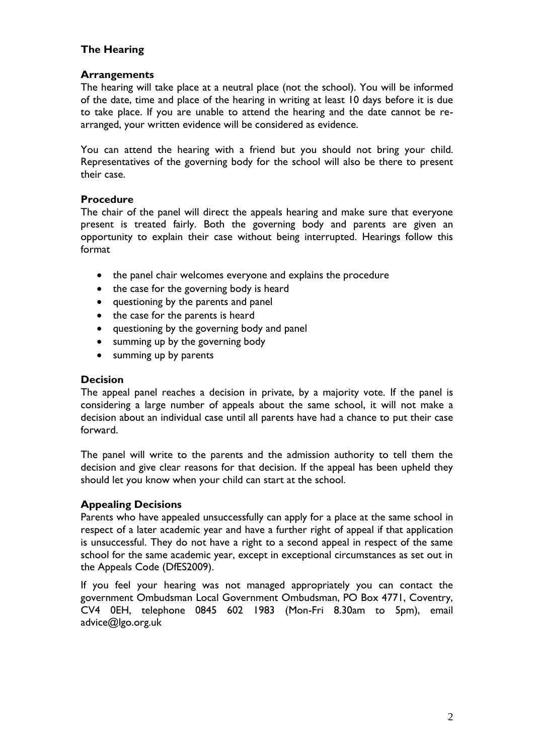## The Hearing

### Arrangements

The hearing will take place at a neutral place (not the school). You will be informed of the date, time and place of the hearing in writing at least 10 days before it is due to take place. If you are unable to attend the hearing and the date cannot be re-arranged, your written evidence will be considered as evidence.

You can attend the hearing with a friend but you should not bring your child. Representatives of the governing body for the school will also be there to present their case.

### Procedure

The chair of the panel will direct the appeals hearing and make sure that everyone present is treated fairly. Both the governing body and parents are given an opportunity to explain their case without being interrupted. Hearings follow this format

- the panel chair welcomes everyone and explains the procedure
- the case for the governing body is heard
- questioning by the parents and panel
- the case for the parents is heard
- questioning by the governing body and panel
- summing up by the governing body
- summing up by parents

### Decision

The appeal panel reaches a decision in private, by a majority vote. If the panel is considering a large number of appeals about the same school, it will not make a decision about an individual case until all parents have had a chance to put their case forward.

The panel will write to the parents and the admission authority to tell them the decision and give clear reasons for that decision. If the appeal has been upheld they should let you know when your child can start at the school.

### Appealing Decisions

Parents who have appealed unsuccessfully can apply for a place at the same school in respect of a later academic year and have a further right of appeal if that application is unsuccessful. They do not have a right to a second appeal in respect of the same school for the same academic year, except in exceptional circumstances as set out in the Appeals Code (DfES2009).

If you feel your hearing was not managed appropriately you can contact the government Ombudsman Local Government Ombudsman, PO Box 4771, Coventry, CV4 0EH, telephone 0845 602 1983 (Mon-Fri 8.30am to 5pm), email advice@lgo.org.uk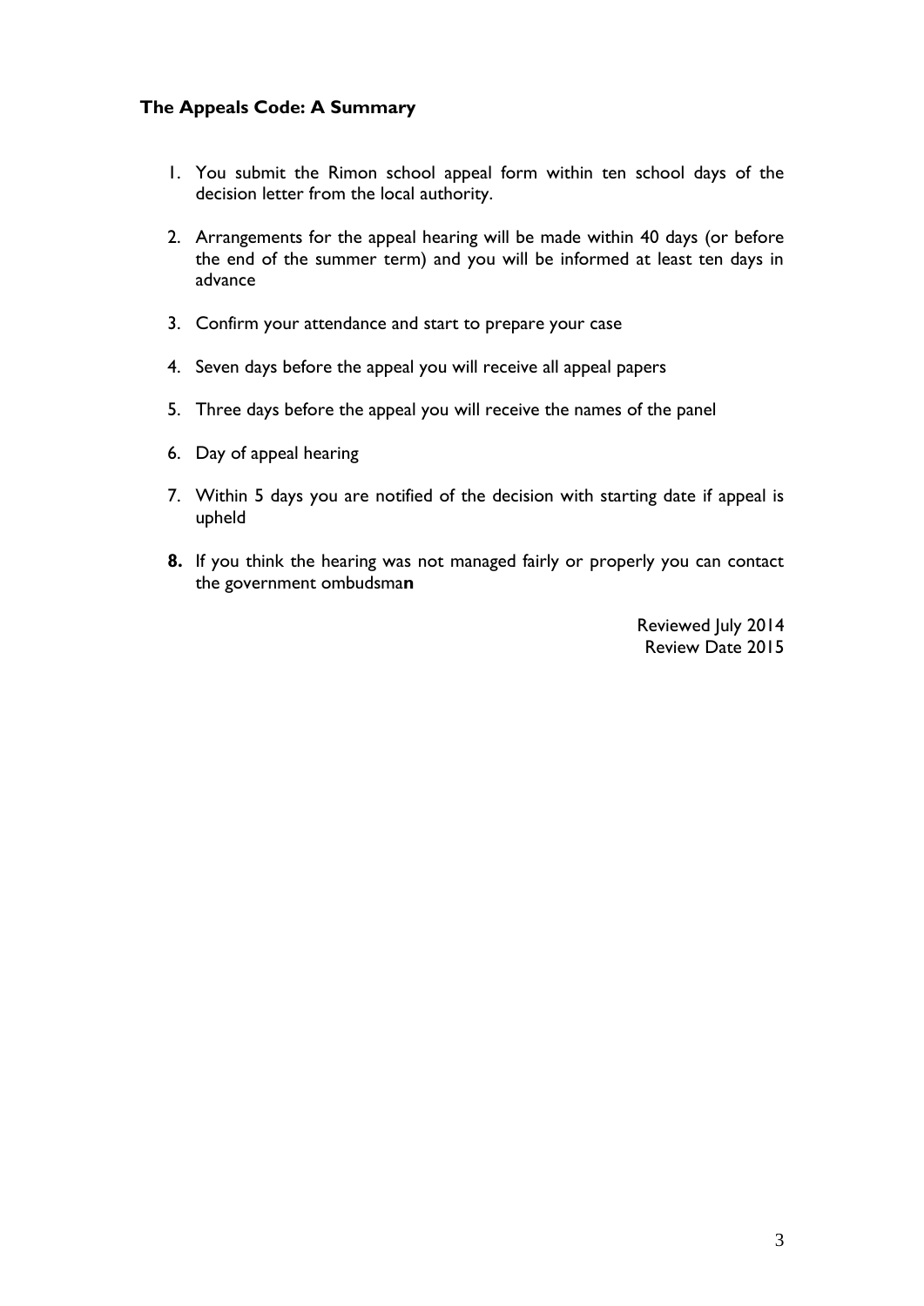### The Appeals Code: A Summary

1. You submit the Rimon school appeal form within ten school days of the decision letter from the local authority.
2. Arrangements for the appeal hearing will be made within 40 days (or before the end of the summer term) and you will be informed at least ten days in advance
3. Confirm your attendance and start to prepare your case
4. Seven days before the appeal you will receive all appeal papers
5. Three days before the appeal you will receive the names of the panel
6. Day of appeal hearing
7. Within 5 days you are notified of the decision with starting date if appeal is upheld
8. If you think the hearing was not managed fairly or properly you can contact the government ombudsman

Reviewed July 2014
Review Date 2015